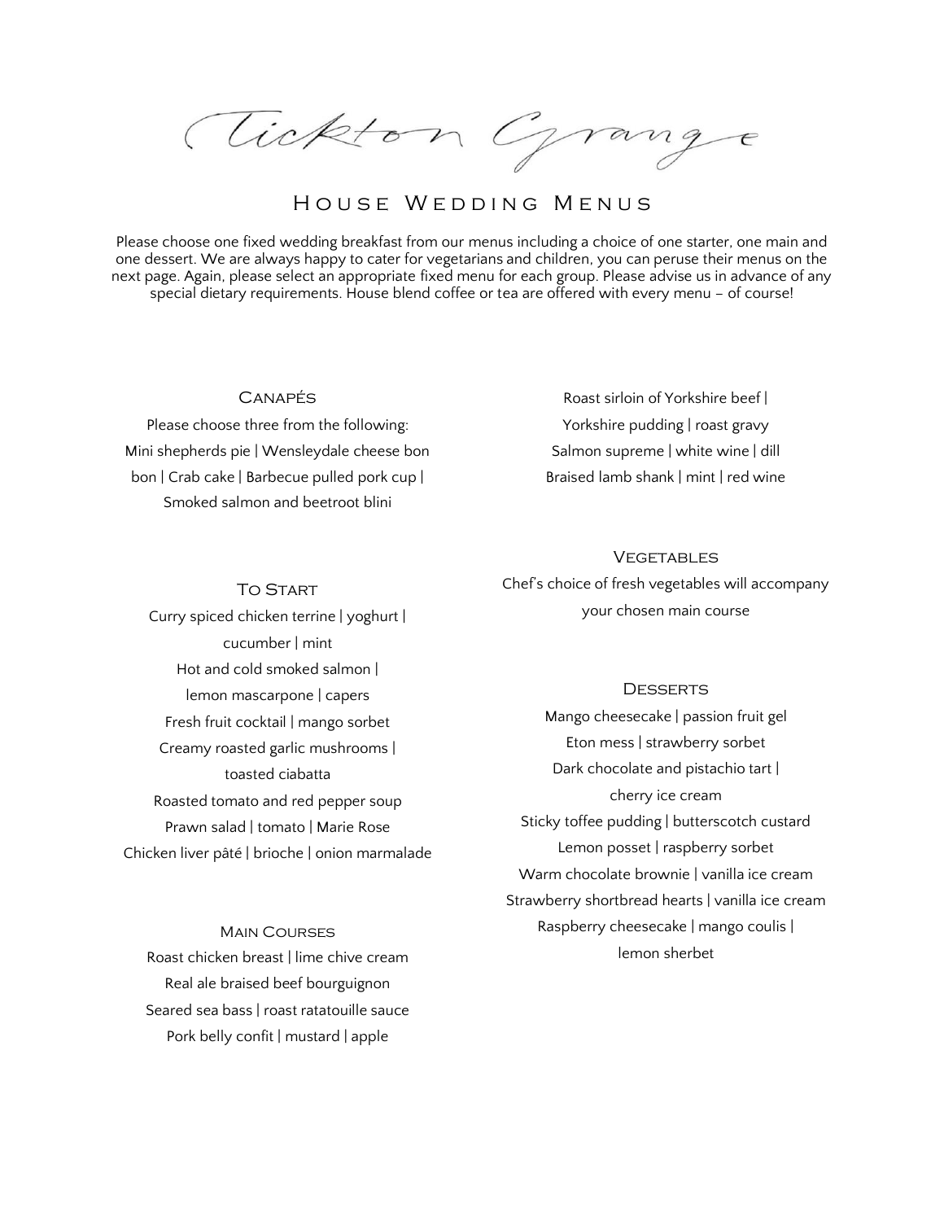# Tickton Grange

## House Wedding Menus

Please choose one fixed wedding breakfast from our menus including a choice of one starter, one main and one dessert. We are always happy to cater for vegetarians and children, you can peruse their menus on the next page. Again, please select an appropriate fixed menu for each group. Please advise us in advance of any special dietary requirements. House blend coffee or tea are offered with every menu – of course!

### Canapés

Please choose three from the following:
Mini shepherds pie | Wensleydale cheese bon bon | Crab cake | Barbecue pulled pork cup | Smoked salmon and beetroot blini

### To Start

Curry spiced chicken terrine | yoghurt | cucumber | mint
Hot and cold smoked salmon | lemon mascarpone | capers
Fresh fruit cocktail | mango sorbet
Creamy roasted garlic mushrooms | toasted ciabatta
Roasted tomato and red pepper soup
Prawn salad | tomato | Marie Rose
Chicken liver pâté | brioche | onion marmalade

### Main Courses

Roast chicken breast | lime chive cream
Real ale braised beef bourguignon
Seared sea bass | roast ratatouille sauce
Pork belly confit | mustard | apple
Roast sirloin of Yorkshire beef | Yorkshire pudding | roast gravy
Salmon supreme | white wine | dill
Braised lamb shank | mint | red wine

### Vegetables

Chef's choice of fresh vegetables will accompany your chosen main course

### Desserts

Mango cheesecake | passion fruit gel
Eton mess | strawberry sorbet
Dark chocolate and pistachio tart | cherry ice cream
Sticky toffee pudding | butterscotch custard
Lemon posset | raspberry sorbet
Warm chocolate brownie | vanilla ice cream
Strawberry shortbread hearts | vanilla ice cream
Raspberry cheesecake | mango coulis | lemon sherbet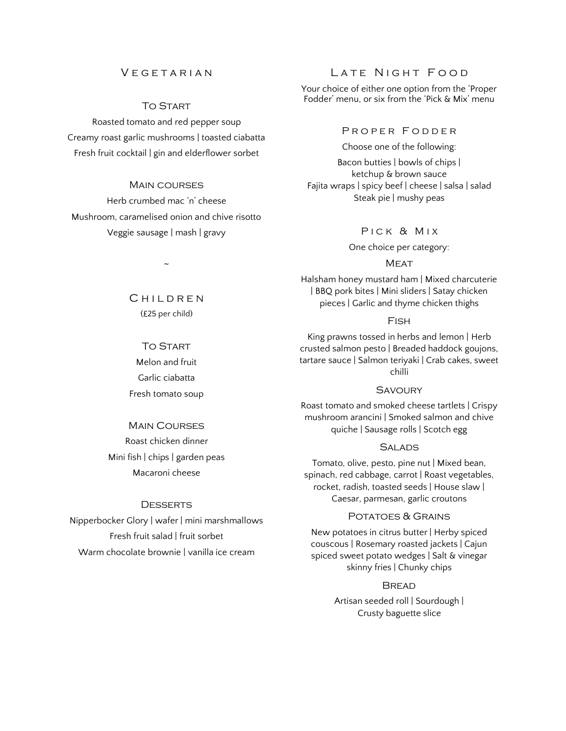## Vegetarian

### To Start

Roasted tomato and red pepper soup

Creamy roast garlic mushrooms | toasted ciabatta

Fresh fruit cocktail | gin and elderflower sorbet

### Main courses

Herb crumbed mac 'n' cheese

Mushroom, caramelised onion and chive risotto

Veggie sausage | mash | gravy

~

## Children

(£25 per child)

### To Start

Melon and fruit

Garlic ciabatta

Fresh tomato soup

### Main Courses

Roast chicken dinner

Mini fish | chips | garden peas

Macaroni cheese

### Desserts

Nipperbocker Glory | wafer | mini marshmallows

Fresh fruit salad | fruit sorbet

Warm chocolate brownie | vanilla ice cream

## Late Night Food

Your choice of either one option from the 'Proper Fodder' menu, or six from the 'Pick & Mix' menu

### Proper Fodder

Choose one of the following:

Bacon butties | bowls of chips | ketchup & brown sauce

Fajita wraps | spicy beef | cheese | salsa | salad

Steak pie | mushy peas

### Pick & Mix

One choice per category:

#### Meat

Halsham honey mustard ham | Mixed charcuterie | BBQ pork bites | Mini sliders | Satay chicken pieces | Garlic and thyme chicken thighs

#### Fish

King prawns tossed in herbs and lemon | Herb crusted salmon pesto | Breaded haddock goujons, tartare sauce | Salmon teriyaki | Crab cakes, sweet chilli

#### Savoury

Roast tomato and smoked cheese tartlets | Crispy mushroom arancini | Smoked salmon and chive quiche | Sausage rolls | Scotch egg

#### Salads

Tomato, olive, pesto, pine nut | Mixed bean, spinach, red cabbage, carrot | Roast vegetables, rocket, radish, toasted seeds | House slaw | Caesar, parmesan, garlic croutons

#### Potatoes & Grains

New potatoes in citrus butter | Herby spiced couscous | Rosemary roasted jackets | Cajun spiced sweet potato wedges | Salt & vinegar skinny fries | Chunky chips

#### Bread

Artisan seeded roll | Sourdough | Crusty baguette slice